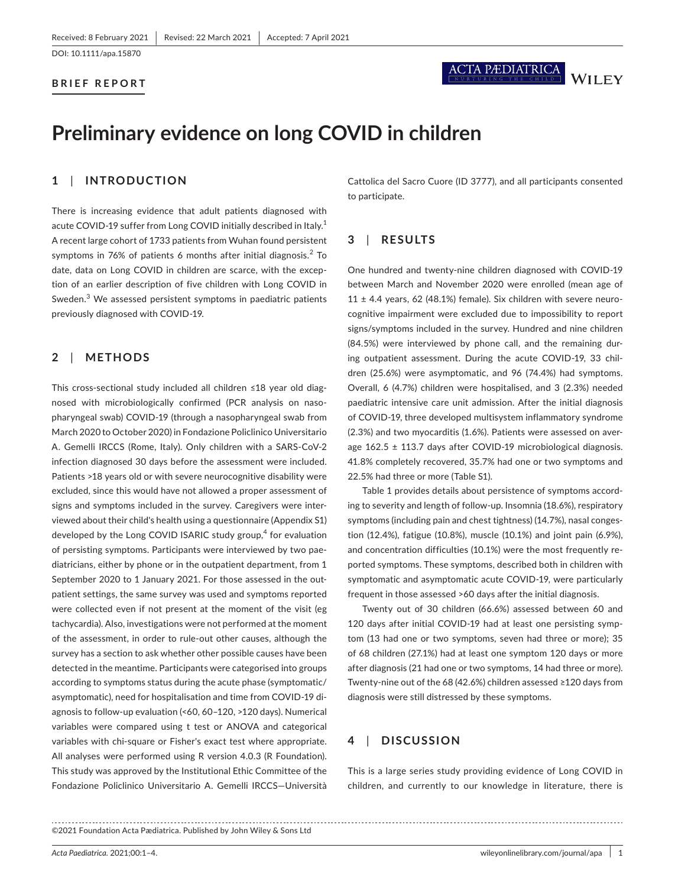Received: 8 February 2021 | Revised: 22 March 2021 | Accepted: 7 April 2021

DOI: 10.1111/apa.15870

**BRIEF REPORT**

# Preliminary evidence on long COVID in children

## 1 | INTRODUCTION

There is increasing evidence that adult patients diagnosed with acute COVID-19 suffer from Long COVID initially described in Italy.[1] A recent large cohort of 1733 patients from Wuhan found persistent symptoms in 76% of patients 6 months after initial diagnosis.[2] To date, data on Long COVID in children are scarce, with the exception of an earlier description of five children with Long COVID in Sweden.[3] We assessed persistent symptoms in paediatric patients previously diagnosed with COVID-19.

## 2 | METHODS

This cross-sectional study included all children ≤18 year old diagnosed with microbiologically confirmed (PCR analysis on nasopharyngeal swab) COVID-19 (through a nasopharyngeal swab from March 2020 to October 2020) in Fondazione Policlinico Universitario A. Gemelli IRCCS (Rome, Italy). Only children with a SARS-CoV-2 infection diagnosed 30 days before the assessment were included. Patients >18 years old or with severe neurocognitive disability were excluded, since this would have not allowed a proper assessment of signs and symptoms included in the survey. Caregivers were interviewed about their child's health using a questionnaire (Appendix S1) developed by the Long COVID ISARIC study group,[4] for evaluation of persisting symptoms. Participants were interviewed by two paediatricians, either by phone or in the outpatient department, from 1 September 2020 to 1 January 2021. For those assessed in the outpatient settings, the same survey was used and symptoms reported were collected even if not present at the moment of the visit (eg tachycardia). Also, investigations were not performed at the moment of the assessment, in order to rule-out other causes, although the survey has a section to ask whether other possible causes have been detected in the meantime. Participants were categorised into groups according to symptoms status during the acute phase (symptomatic/asymptomatic), need for hospitalisation and time from COVID-19 diagnosis to follow-up evaluation (<60, 60–120, >120 days). Numerical variables were compared using t test or ANOVA and categorical variables with chi-square or Fisher's exact test where appropriate. All analyses were performed using R version 4.0.3 (R Foundation). This study was approved by the Institutional Ethic Committee of the Fondazione Policlinico Universitario A. Gemelli IRCCS—Università Cattolica del Sacro Cuore (ID 3777), and all participants consented to participate.

## 3 | RESULTS

One hundred and twenty-nine children diagnosed with COVID-19 between March and November 2020 were enrolled (mean age of 11 ± 4.4 years, 62 (48.1%) female). Six children with severe neurocognitive impairment were excluded due to impossibility to report signs/symptoms included in the survey. Hundred and nine children (84.5%) were interviewed by phone call, and the remaining during outpatient assessment. During the acute COVID-19, 33 children (25.6%) were asymptomatic, and 96 (74.4%) had symptoms. Overall, 6 (4.7%) children were hospitalised, and 3 (2.3%) needed paediatric intensive care unit admission. After the initial diagnosis of COVID-19, three developed multisystem inflammatory syndrome (2.3%) and two myocarditis (1.6%). Patients were assessed on average 162.5 ± 113.7 days after COVID-19 microbiological diagnosis. 41.8% completely recovered, 35.7% had one or two symptoms and 22.5% had three or more (Table S1).

Table 1 provides details about persistence of symptoms according to severity and length of follow-up. Insomnia (18.6%), respiratory symptoms (including pain and chest tightness) (14.7%), nasal congestion (12.4%), fatigue (10.8%), muscle (10.1%) and joint pain (6.9%), and concentration difficulties (10.1%) were the most frequently reported symptoms. These symptoms, described both in children with symptomatic and asymptomatic acute COVID-19, were particularly frequent in those assessed >60 days after the initial diagnosis.

Twenty out of 30 children (66.6%) assessed between 60 and 120 days after initial COVID-19 had at least one persisting symptom (13 had one or two symptoms, seven had three or more); 35 of 68 children (27.1%) had at least one symptom 120 days or more after diagnosis (21 had one or two symptoms, 14 had three or more). Twenty-nine out of the 68 (42.6%) children assessed ≥120 days from diagnosis were still distressed by these symptoms.

## 4 | DISCUSSION

This is a large series study providing evidence of Long COVID in children, and currently to our knowledge in literature, there is

©2021 Foundation Acta Pædiatrica. Published by John Wiley & Sons Ltd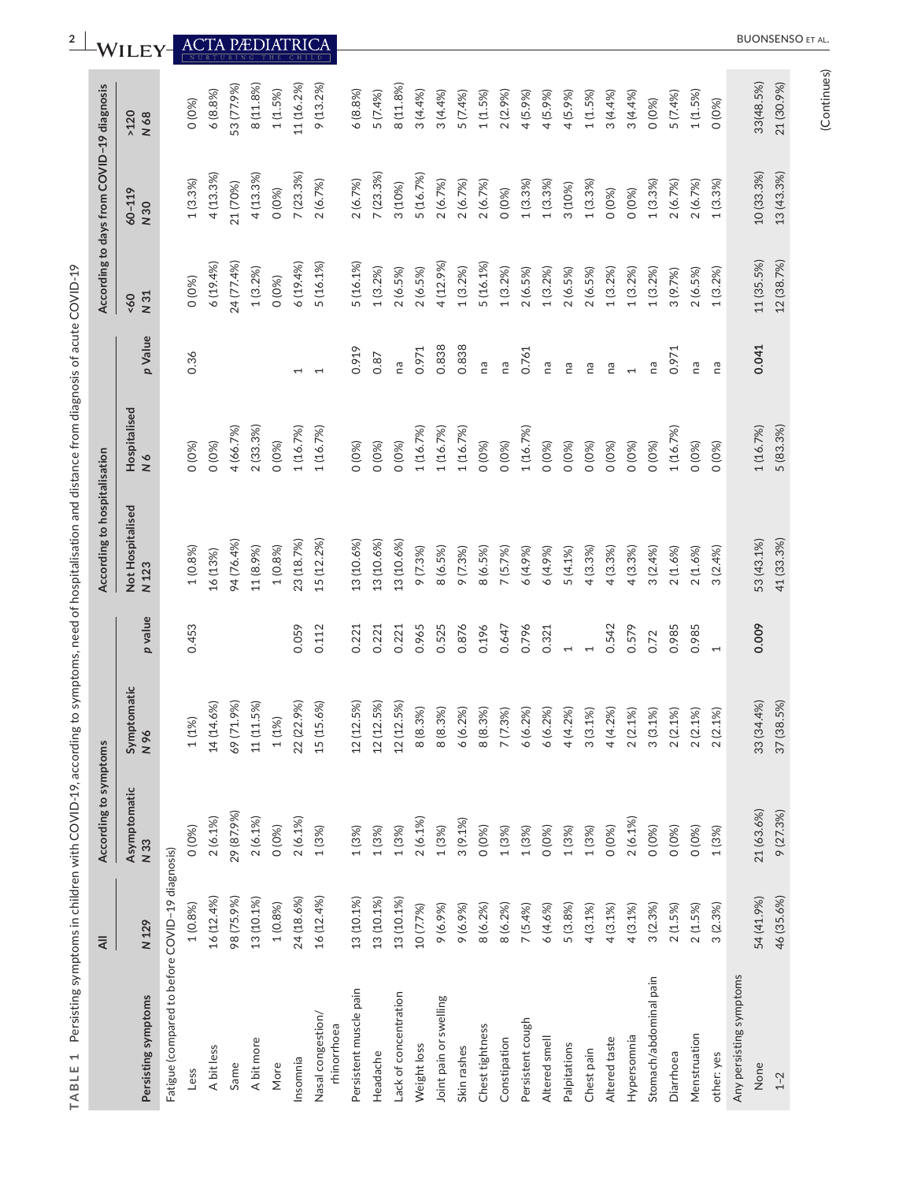**TABLE 1** Persisting symptoms in children with COVID-19, according to symptoms, need of hospitalisation and distance from diagnosis of acute COVID-19

| Persisting symptoms | All | According to symptoms | | | According to hospitalisation | | | According to days from COVID-19 diagnosis | | |
|---|---|---|---|---|---|---|---|---|---|---|
| | N 129 | Asymptomatic N 33 | Symptomatic N 96 | p value | Not Hospitalised N 123 | Hospitalised N 6 | p Value | <60 N 31 | 60–119 N 30 | >120 N 68 |
| Fatigue (compared to before COVID-19 diagnosis) | | | | | | | | | | |
| Less | 1 (0.8%) | 0 (0%) | 1 (1%) | 0.453 | 1 (0.8%) | 0 (0%) | 0.36 | 0 (0%) | 1 (3.3%) | 0 (0%) |
| A bit less | 16 (12.4%) | 2 (6.1%) | 14 (14.6%) | | 16 (13%) | 0 (0%) | | 6 (19.4%) | 4 (13.3%) | 6 (8.8%) |
| Same | 98 (75.9%) | 29 (87.9%) | 69 (71.9%) | | 94 (76.4%) | 4 (66.7%) | | 24 (77.4%) | 21 (70%) | 53 (77.9%) |
| A bit more | 13 (10.1%) | 2 (6.1%) | 11 (11.5%) | | 11 (8.9%) | 2 (33.3%) | | 1 (3.2%) | 4 (13.3%) | 8 (11.8%) |
| More | 1 (0.8%) | 0 (0%) | 1 (1%) | | 1 (0.8%) | 0 (0%) | | 0 (0%) | 0 (0%) | 1 (1.5%) |
| Insomnia | 24 (18.6%) | 2 (6.1%) | 22 (22.9%) | 0.059 | 23 (18.7%) | 1 (16.7%) | 1 | 6 (19.4%) | 7 (23.3%) | 11 (16.2%) |
| Nasal congestion/ rhinorrhoea | 16 (12.4%) | 1 (3%) | 15 (15.6%) | 0.112 | 15 (12.2%) | 1 (16.7%) | 1 | 5 (16.1%) | 2 (6.7%) | 9 (13.2%) |
| Persistent muscle pain | 13 (10.1%) | 1 (3%) | 12 (12.5%) | 0.221 | 13 (10.6%) | 0 (0%) | 0.919 | 5 (16.1%) | 2 (6.7%) | 6 (8.8%) |
| Headache | 13 (10.1%) | 1 (3%) | 12 (12.5%) | 0.221 | 13 (10.6%) | 0 (0%) | 0.87 | 1 (3.2%) | 7 (23.3%) | 5 (7.4%) |
| Lack of concentration | 13 (10.1%) | 1 (3%) | 12 (12.5%) | 0.221 | 13 (10.6%) | 0 (0%) | na | 2 (6.5%) | 3 (10%) | 8 (11.8%) |
| Weight loss | 10 (7.7%) | 2 (6.1%) | 8 (8.3%) | 0.965 | 9 (7.3%) | 1 (16.7%) | 0.971 | 2 (6.5%) | 5 (16.7%) | 3 (4.4%) |
| Joint pain or swelling | 9 (6.9%) | 1 (3%) | 8 (8.3%) | 0.525 | 8 (6.5%) | 1 (16.7%) | 0.838 | 4 (12.9%) | 2 (6.7%) | 3 (4.4%) |
| Skin rashes | 9 (6.9%) | 3 (9.1%) | 6 (6.2%) | 0.876 | 9 (7.3%) | 1 (16.7%) | 0.838 | 1 (3.2%) | 2 (6.7%) | 5 (7.4%) |
| Chest tightness | 8 (6.2%) | 0 (0%) | 8 (8.3%) | 0.196 | 8 (6.5%) | 0 (0%) | na | 5 (16.1%) | 2 (6.7%) | 1 (1.5%) |
| Constipation | 8 (6.2%) | 1 (3%) | 7 (7.3%) | 0.647 | 7 (5.7%) | 0 (0%) | na | 1 (3.2%) | 0 (0%) | 2 (2.9%) |
| Persistent cough | 7 (5.4%) | 1 (3%) | 6 (6.2%) | 0.796 | 6 (4.9%) | 1 (16.7%) | 0.761 | 2 (6.5%) | 1 (3.3%) | 4 (5.9%) |
| Altered smell | 6 (4.6%) | 0 (0%) | 6 (6.2%) | 0.321 | 6 (4.9%) | 0 (0%) | na | 1 (3.2%) | 1 (3.3%) | 4 (5.9%) |
| Palpitations | 5 (3.8%) | 1 (3%) | 4 (4.2%) | 1 | 5 (4.1%) | 0 (0%) | na | 2 (6.5%) | 3 (10%) | 4 (5.9%) |
| Chest pain | 4 (3.1%) | 1 (3%) | 3 (3.1%) | 1 | 4 (3.3%) | 0 (0%) | na | 2 (6.5%) | 1 (3.3%) | 1 (1.5%) |
| Altered taste | 4 (3.1%) | 0 (0%) | 4 (4.2%) | 0.542 | 4 (3.3%) | 0 (0%) | na | 1 (3.2%) | 0 (0%) | 3 (4.4%) |
| Hypersomnia | 4 (3.1%) | 2 (6.1%) | 2 (2.1%) | 0.579 | 4 (3.3%) | 0 (0%) | 1 | 1 (3.2%) | 0 (0%) | 3 (4.4%) |
| Stomach/abdominal pain | 3 (2.3%) | 0 (0%) | 3 (3.1%) | 0.72 | 3 (2.4%) | 0 (0%) | na | 1 (3.2%) | 1 (3.3%) | 0 (0%) |
| Diarrhoea | 2 (1.5%) | 0 (0%) | 2 (2.1%) | 0.985 | 2 (1.6%) | 1 (16.7%) | 0.971 | 3 (9.7%) | 2 (6.7%) | 5 (7.4%) |
| Menstruation | 2 (1.5%) | 0 (0%) | 2 (2.1%) | 0.985 | 2 (1.6%) | 0 (0%) | na | 2 (6.5%) | 2 (6.7%) | 1 (1.5%) |
| other: yes | 3 (2.3%) | 1 (3%) | 2 (2.1%) | 1 | 3 (2.4%) | 0 (0%) | na | 1 (3.2%) | 1 (3.3%) | 0 (0%) |
| Any persisting symptoms | | | | | | | | | | |
| None | 54 (41.9%) | 21 (63.6%) | 33 (34.4%) | **0.009** | 53 (43.1%) | 1 (16.7%) | **0.041** | 11 (35.5%) | 10 (33.3%) | 33 (48.5%) |
| 1–2 | 46 (35.6%) | 9 (27.3%) | 37 (38.5%) | | 41 (33.3%) | 5 (83.3%) | | 12 (38.7%) | 13 (43.3%) | 21 (30.9%) |

(Continues)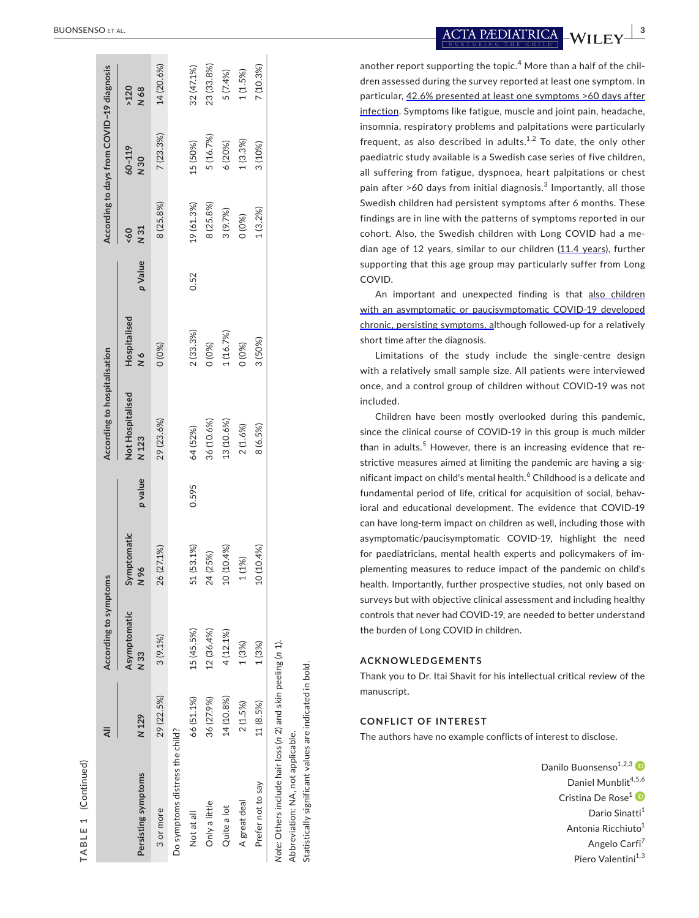**TABLE 1** (Continued)

| Persisting symptoms | All | According to symptoms | | | According to hospitalisation | | | According to days from COVID-19 diagnosis | | |
|---|---|---|---|---|---|---|---|---|---|---|
| | N 129 | Asymptomatic N 33 | Symptomatic N 96 | p value | Not Hospitalised N 123 | Hospitalised N 6 | p Value | <60 N 31 | 60–119 N 30 | >120 N 68 |
| 3 or more | 29 (22.5%) | 3 (9.1%) | 26 (27.1%) | | 29 (23.6%) | 0 (0%) | | 8 (25.8%) | 7 (23.3%) | 14 (20.6%) |
| Do symptoms distress the child? | | | | | | | | | | |
| Not at all | 66 (51.1%) | 15 (45.5%) | 51 (53.1%) | 0.595 | 64 (52%) | 2 (33.3%) | 0.52 | 19 (61.3%) | 15 (50%) | 32 (47.1%) |
| Only a little | 36 (27.9%) | 12 (36.4%) | 24 (25%) | | 36 (10.6%) | 0 (0%) | | 8 (25.8%) | 5 (16.7%) | 23 (33.8%) |
| Quite a lot | 14 (10.8%) | 4 (12.1%) | 10 (10.4%) | | 13 (10.6%) | 1 (16.7%) | | 3 (9.7%) | 6 (20%) | 5 (7.4%) |
| A great deal | 2 (1.5%) | 1 (3%) | 1 (1%) | | 2 (1.6%) | 0 (0%) | | 0 (0%) | 1 (3.3%) | 1 (1.5%) |
| Prefer not to say | 11 (8.5%) | 1 (3%) | 10 (10.4%) | | 8 (6.5%) | 3 (50%) | | 1 (3.2%) | 3 (10%) | 7 (10.3%) |

*Note*: Others include hair loss (n 2) and skin peeling (n 1).

Abbreviation: NA, not applicable.

Statistically significant values are indicated in bold.

another report supporting the topic.[4] More than a half of the children assessed during the survey reported at least one symptom. In particular, 42.6% presented at least one symptoms >60 days after infection. Symptoms like fatigue, muscle and joint pain, headache, insomnia, respiratory problems and palpitations were particularly frequent, as also described in adults.[1,2] To date, the only other paediatric study available is a Swedish case series of five children, all suffering from fatigue, dyspnoea, heart palpitations or chest pain after >60 days from initial diagnosis.[3] Importantly, all those Swedish children had persistent symptoms after 6 months. These findings are in line with the patterns of symptoms reported in our cohort. Also, the Swedish children with Long COVID had a median age of 12 years, similar to our children (11.4 years), further supporting that this age group may particularly suffer from Long COVID.

An important and unexpected finding is that also children with an asymptomatic or paucisymptomatic COVID-19 developed chronic, persisting symptoms, although followed-up for a relatively short time after the diagnosis.

Limitations of the study include the single-centre design with a relatively small sample size. All patients were interviewed once, and a control group of children without COVID-19 was not included.

Children have been mostly overlooked during this pandemic, since the clinical course of COVID-19 in this group is much milder than in adults.[5] However, there is an increasing evidence that restrictive measures aimed at limiting the pandemic are having a significant impact on child's mental health.[6] Childhood is a delicate and fundamental period of life, critical for acquisition of social, behavioral and educational development. The evidence that COVID-19 can have long-term impact on children as well, including those with asymptomatic/paucisymptomatic COVID-19, highlight the need for paediatricians, mental health experts and policymakers of implementing measures to reduce impact of the pandemic on child's health. Importantly, further prospective studies, not only based on surveys but with objective clinical assessment and including healthy controls that never had COVID-19, are needed to better understand the burden of Long COVID in children.

## ACKNOWLEDGEMENTS

Thank you to Dr. Itai Shavit for his intellectual critical review of the manuscript.

## CONFLICT OF INTEREST

The authors have no example conflicts of interest to disclose.

Danilo Buonsenso[1,2,3]
Daniel Munblit[4,5,6]
Cristina De Rose[1]
Dario Sinatti[1]
Antonia Ricchiuto[1]
Angelo Carfi[7]
Piero Valentini[1,3]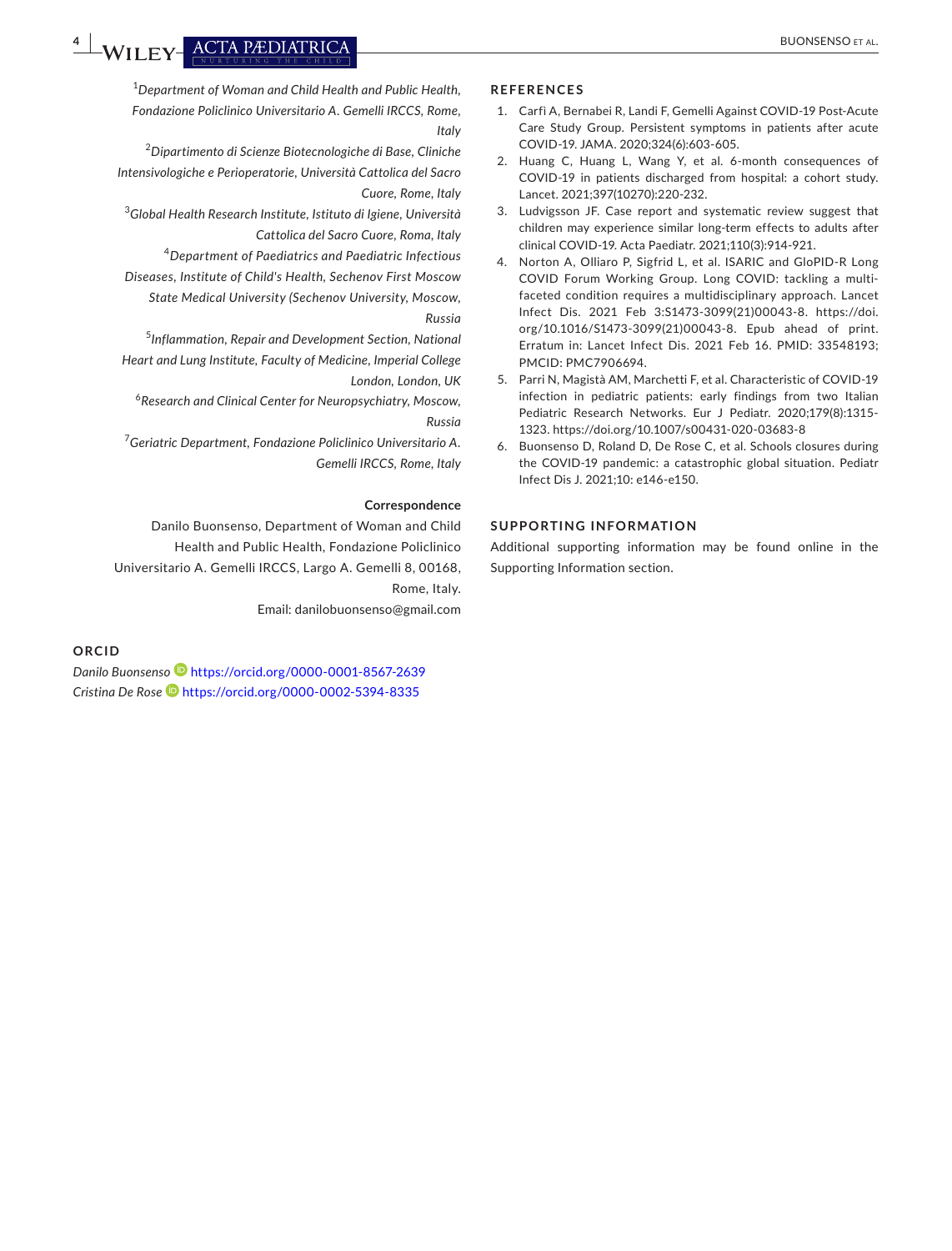[1]*Department of Woman and Child Health and Public Health, Fondazione Policlinico Universitario A. Gemelli IRCCS, Rome, Italy*

[2]*Dipartimento di Scienze Biotecnologiche di Base, Cliniche Intensivologiche e Perioperatorie, Università Cattolica del Sacro Cuore, Rome, Italy*

[3]*Global Health Research Institute, Istituto di Igiene, Università Cattolica del Sacro Cuore, Roma, Italy*

[4]*Department of Paediatrics and Paediatric Infectious Diseases, Institute of Child's Health, Sechenov First Moscow State Medical University (Sechenov University, Moscow, Russia*

[5]*Inflammation, Repair and Development Section, National Heart and Lung Institute, Faculty of Medicine, Imperial College London, London, UK*

[6]*Research and Clinical Center for Neuropsychiatry, Moscow, Russia*

[7]*Geriatric Department, Fondazione Policlinico Universitario A. Gemelli IRCCS, Rome, Italy*

**Correspondence**

Danilo Buonsenso, Department of Woman and Child Health and Public Health, Fondazione Policlinico Universitario A. Gemelli IRCCS, Largo A. Gemelli 8, 00168, Rome, Italy.
Email: danilobuonsenso@gmail.com

## ORCID

*Danilo Buonsenso* https://orcid.org/0000-0001-8567-2639
*Cristina De Rose* https://orcid.org/0000-0002-5394-8335

## REFERENCES

1. Carfì A, Bernabei R, Landi F, Gemelli Against COVID-19 Post-Acute Care Study Group. Persistent symptoms in patients after acute COVID-19. JAMA. 2020;324(6):603-605.
2. Huang C, Huang L, Wang Y, et al. 6-month consequences of COVID-19 in patients discharged from hospital: a cohort study. Lancet. 2021;397(10270):220-232.
3. Ludvigsson JF. Case report and systematic review suggest that children may experience similar long-term effects to adults after clinical COVID-19. Acta Paediatr. 2021;110(3):914-921.
4. Norton A, Olliaro P, Sigfrid L, et al. ISARIC and GloPID-R Long COVID Forum Working Group. Long COVID: tackling a multifaceted condition requires a multidisciplinary approach. Lancet Infect Dis. 2021 Feb 3:S1473-3099(21)00043-8. https://doi.org/10.1016/S1473-3099(21)00043-8. Epub ahead of print. Erratum in: Lancet Infect Dis. 2021 Feb 16. PMID: 33548193; PMCID: PMC7906694.
5. Parri N, Magistà AM, Marchetti F, et al. Characteristic of COVID-19 infection in pediatric patients: early findings from two Italian Pediatric Research Networks. Eur J Pediatr. 2020;179(8):1315-1323. https://doi.org/10.1007/s00431-020-03683-8
6. Buonsenso D, Roland D, De Rose C, et al. Schools closures during the COVID-19 pandemic: a catastrophic global situation. Pediatr Infect Dis J. 2021;10: e146-e150.

## SUPPORTING INFORMATION

Additional supporting information may be found online in the Supporting Information section.